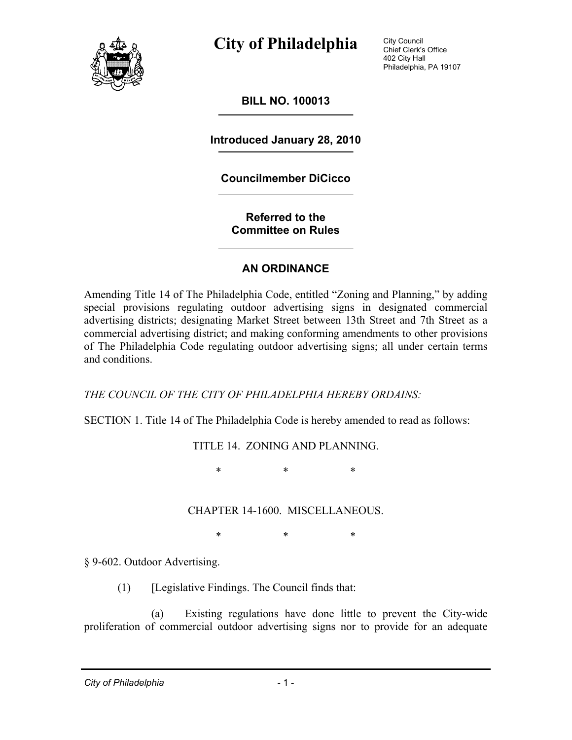# City of Philadelphia

City Council
Chief Clerk's Office
402 City Hall
Philadelphia, PA 19107

**BILL NO. 100013**

**Introduced January 28, 2010**

**Councilmember DiCicco**

**Referred to the Committee on Rules**

## AN ORDINANCE

Amending Title 14 of The Philadelphia Code, entitled "Zoning and Planning," by adding special provisions regulating outdoor advertising signs in designated commercial advertising districts; designating Market Street between 13th Street and 7th Street as a commercial advertising district; and making conforming amendments to other provisions of The Philadelphia Code regulating outdoor advertising signs; all under certain terms and conditions.

*THE COUNCIL OF THE CITY OF PHILADELPHIA HEREBY ORDAINS:*

SECTION 1. Title 14 of The Philadelphia Code is hereby amended to read as follows:

TITLE 14. ZONING AND PLANNING.

\* \* \*

CHAPTER 14-1600. MISCELLANEOUS.

\* \* \*

§ 9-602. Outdoor Advertising.

(1) [Legislative Findings. The Council finds that:

(a) Existing regulations have done little to prevent the City-wide proliferation of commercial outdoor advertising signs nor to provide for an adequate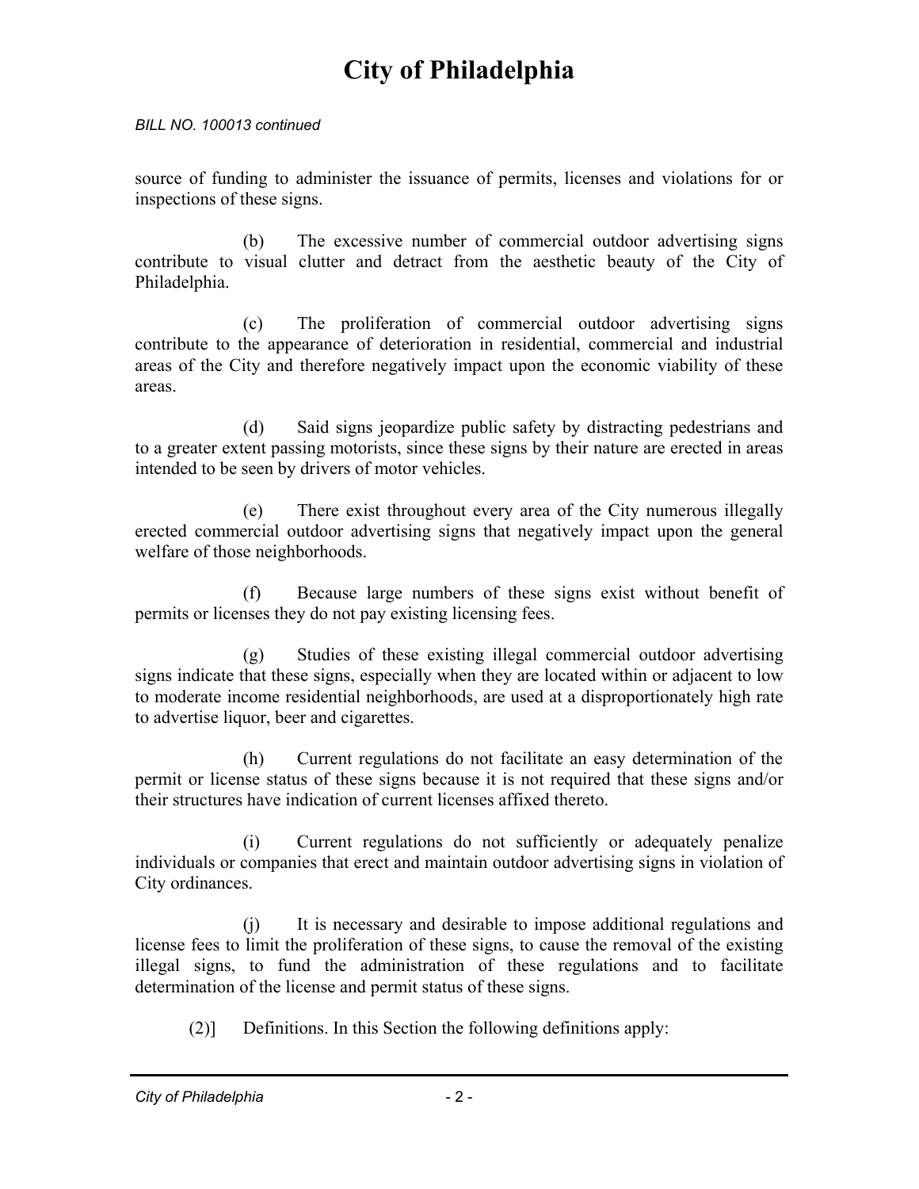*BILL NO. 100013 continued*

source of funding to administer the issuance of permits, licenses and violations for or inspections of these signs.

(b) The excessive number of commercial outdoor advertising signs contribute to visual clutter and detract from the aesthetic beauty of the City of Philadelphia.

(c) The proliferation of commercial outdoor advertising signs contribute to the appearance of deterioration in residential, commercial and industrial areas of the City and therefore negatively impact upon the economic viability of these areas.

(d) Said signs jeopardize public safety by distracting pedestrians and to a greater extent passing motorists, since these signs by their nature are erected in areas intended to be seen by drivers of motor vehicles.

(e) There exist throughout every area of the City numerous illegally erected commercial outdoor advertising signs that negatively impact upon the general welfare of those neighborhoods.

(f) Because large numbers of these signs exist without benefit of permits or licenses they do not pay existing licensing fees.

(g) Studies of these existing illegal commercial outdoor advertising signs indicate that these signs, especially when they are located within or adjacent to low to moderate income residential neighborhoods, are used at a disproportionately high rate to advertise liquor, beer and cigarettes.

(h) Current regulations do not facilitate an easy determination of the permit or license status of these signs because it is not required that these signs and/or their structures have indication of current licenses affixed thereto.

(i) Current regulations do not sufficiently or adequately penalize individuals or companies that erect and maintain outdoor advertising signs in violation of City ordinances.

(j) It is necessary and desirable to impose additional regulations and license fees to limit the proliferation of these signs, to cause the removal of the existing illegal signs, to fund the administration of these regulations and to facilitate determination of the license and permit status of these signs.

(2)] Definitions. In this Section the following definitions apply: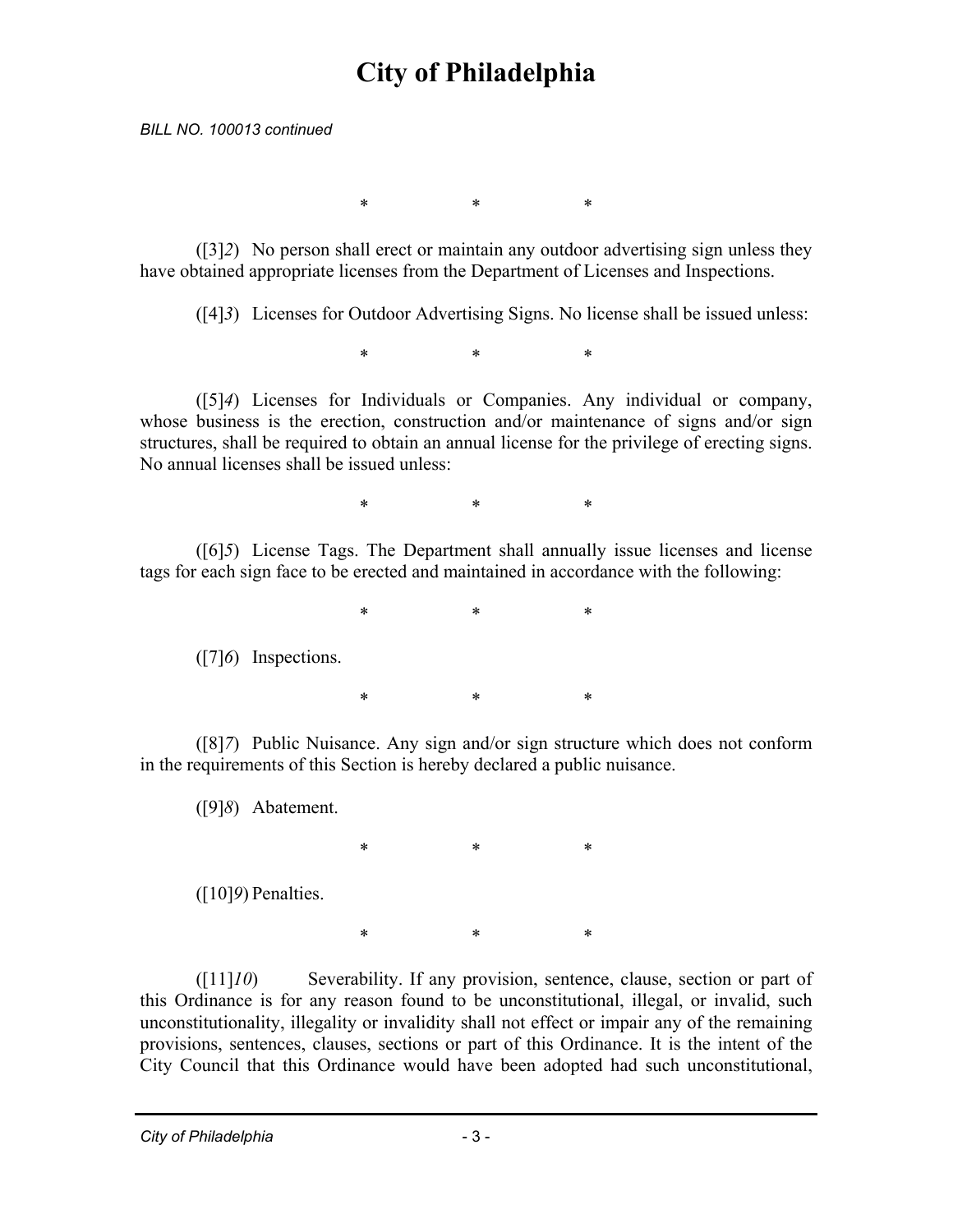BILL NO. 100013 continued

\*     \*     \*

([3]*2*) No person shall erect or maintain any outdoor advertising sign unless they have obtained appropriate licenses from the Department of Licenses and Inspections.

([4]*3*) Licenses for Outdoor Advertising Signs. No license shall be issued unless:

\*     \*     \*

([5]*4*) Licenses for Individuals or Companies. Any individual or company, whose business is the erection, construction and/or maintenance of signs and/or sign structures, shall be required to obtain an annual license for the privilege of erecting signs. No annual licenses shall be issued unless:

\*     \*     \*

([6]*5*) License Tags. The Department shall annually issue licenses and license tags for each sign face to be erected and maintained in accordance with the following:

\*     \*     \*

([7]*6*) Inspections.

\*     \*     \*

([8]*7*) Public Nuisance. Any sign and/or sign structure which does not conform in the requirements of this Section is hereby declared a public nuisance.

([9]*8*) Abatement.

\*     \*     \*

([10]*9*) Penalties.

\*     \*     \*

([11]*10*) Severability. If any provision, sentence, clause, section or part of this Ordinance is for any reason found to be unconstitutional, illegal, or invalid, such unconstitutionality, illegality or invalidity shall not effect or impair any of the remaining provisions, sentences, clauses, sections or part of this Ordinance. It is the intent of the City Council that this Ordinance would have been adopted had such unconstitutional,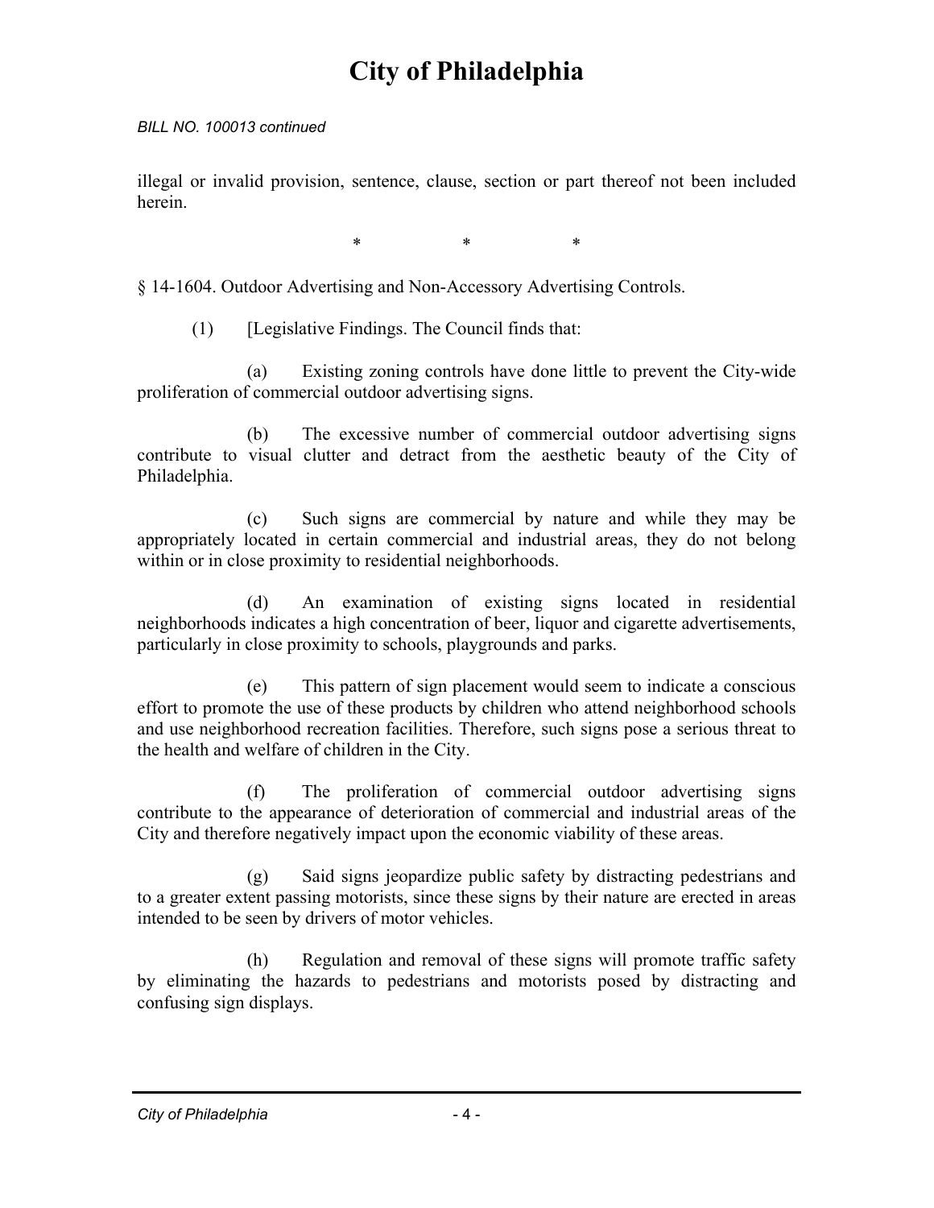*BILL NO. 100013 continued*

illegal or invalid provision, sentence, clause, section or part thereof not been included herein.

\* \* \*

§ 14-1604. Outdoor Advertising and Non-Accessory Advertising Controls.

(1) [Legislative Findings. The Council finds that:

(a) Existing zoning controls have done little to prevent the City-wide proliferation of commercial outdoor advertising signs.

(b) The excessive number of commercial outdoor advertising signs contribute to visual clutter and detract from the aesthetic beauty of the City of Philadelphia.

(c) Such signs are commercial by nature and while they may be appropriately located in certain commercial and industrial areas, they do not belong within or in close proximity to residential neighborhoods.

(d) An examination of existing signs located in residential neighborhoods indicates a high concentration of beer, liquor and cigarette advertisements, particularly in close proximity to schools, playgrounds and parks.

(e) This pattern of sign placement would seem to indicate a conscious effort to promote the use of these products by children who attend neighborhood schools and use neighborhood recreation facilities. Therefore, such signs pose a serious threat to the health and welfare of children in the City.

(f) The proliferation of commercial outdoor advertising signs contribute to the appearance of deterioration of commercial and industrial areas of the City and therefore negatively impact upon the economic viability of these areas.

(g) Said signs jeopardize public safety by distracting pedestrians and to a greater extent passing motorists, since these signs by their nature are erected in areas intended to be seen by drivers of motor vehicles.

(h) Regulation and removal of these signs will promote traffic safety by eliminating the hazards to pedestrians and motorists posed by distracting and confusing sign displays.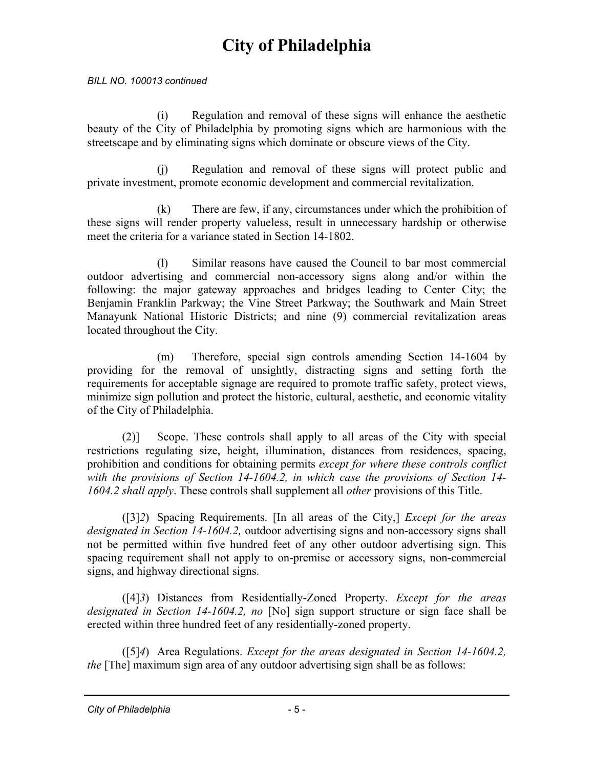*BILL NO. 100013 continued*

(i) Regulation and removal of these signs will enhance the aesthetic beauty of the City of Philadelphia by promoting signs which are harmonious with the streetscape and by eliminating signs which dominate or obscure views of the City.

(j) Regulation and removal of these signs will protect public and private investment, promote economic development and commercial revitalization.

(k) There are few, if any, circumstances under which the prohibition of these signs will render property valueless, result in unnecessary hardship or otherwise meet the criteria for a variance stated in Section 14-1802.

(l) Similar reasons have caused the Council to bar most commercial outdoor advertising and commercial non-accessory signs along and/or within the following: the major gateway approaches and bridges leading to Center City; the Benjamin Franklin Parkway; the Vine Street Parkway; the Southwark and Main Street Manayunk National Historic Districts; and nine (9) commercial revitalization areas located throughout the City.

(m) Therefore, special sign controls amending Section 14-1604 by providing for the removal of unsightly, distracting signs and setting forth the requirements for acceptable signage are required to promote traffic safety, protect views, minimize sign pollution and protect the historic, cultural, aesthetic, and economic vitality of the City of Philadelphia.

(2)] Scope. These controls shall apply to all areas of the City with special restrictions regulating size, height, illumination, distances from residences, spacing, prohibition and conditions for obtaining permits *except for where these controls conflict with the provisions of Section 14-1604.2, in which case the provisions of Section 14-1604.2 shall apply*. These controls shall supplement all *other* provisions of this Title.

([3]*2*) Spacing Requirements. [In all areas of the City,] *Except for the areas designated in Section 14-1604.2,* outdoor advertising signs and non-accessory signs shall not be permitted within five hundred feet of any other outdoor advertising sign. This spacing requirement shall not apply to on-premise or accessory signs, non-commercial signs, and highway directional signs.

([4]*3*) Distances from Residentially-Zoned Property. *Except for the areas designated in Section 14-1604.2, no* [No] sign support structure or sign face shall be erected within three hundred feet of any residentially-zoned property.

([5]*4*) Area Regulations. *Except for the areas designated in Section 14-1604.2, the* [The] maximum sign area of any outdoor advertising sign shall be as follows: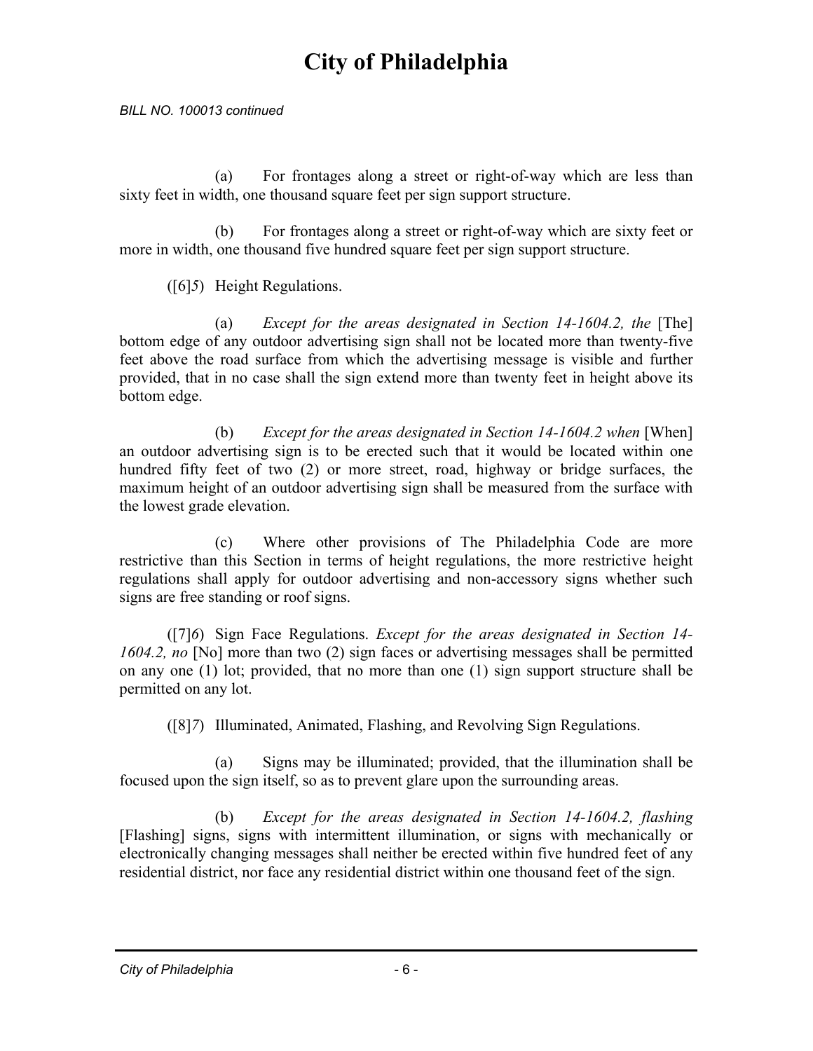BILL NO. 100013 continued

(a) For frontages along a street or right-of-way which are less than sixty feet in width, one thousand square feet per sign support structure.

(b) For frontages along a street or right-of-way which are sixty feet or more in width, one thousand five hundred square feet per sign support structure.

([6]*5*) Height Regulations.

(a) *Except for the areas designated in Section 14-1604.2, the* [The] bottom edge of any outdoor advertising sign shall not be located more than twenty-five feet above the road surface from which the advertising message is visible and further provided, that in no case shall the sign extend more than twenty feet in height above its bottom edge.

(b) *Except for the areas designated in Section 14-1604.2 when* [When] an outdoor advertising sign is to be erected such that it would be located within one hundred fifty feet of two (2) or more street, road, highway or bridge surfaces, the maximum height of an outdoor advertising sign shall be measured from the surface with the lowest grade elevation.

(c) Where other provisions of The Philadelphia Code are more restrictive than this Section in terms of height regulations, the more restrictive height regulations shall apply for outdoor advertising and non-accessory signs whether such signs are free standing or roof signs.

([7]*6*) Sign Face Regulations. *Except for the areas designated in Section 14-1604.2, no* [No] more than two (2) sign faces or advertising messages shall be permitted on any one (1) lot; provided, that no more than one (1) sign support structure shall be permitted on any lot.

([8]*7*) Illuminated, Animated, Flashing, and Revolving Sign Regulations.

(a) Signs may be illuminated; provided, that the illumination shall be focused upon the sign itself, so as to prevent glare upon the surrounding areas.

(b) *Except for the areas designated in Section 14-1604.2, flashing* [Flashing] signs, signs with intermittent illumination, or signs with mechanically or electronically changing messages shall neither be erected within five hundred feet of any residential district, nor face any residential district within one thousand feet of the sign.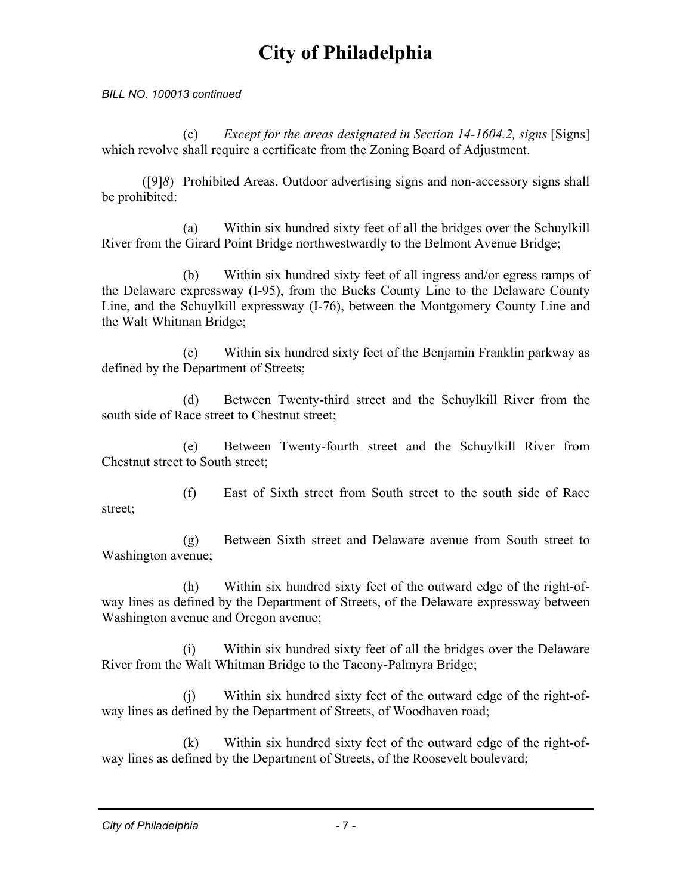*BILL NO. 100013 continued*

(c) *Except for the areas designated in Section 14-1604.2, signs* [Signs] which revolve shall require a certificate from the Zoning Board of Adjustment.

([9]*8*) Prohibited Areas. Outdoor advertising signs and non-accessory signs shall be prohibited:

(a) Within six hundred sixty feet of all the bridges over the Schuylkill River from the Girard Point Bridge northwestwardly to the Belmont Avenue Bridge;

(b) Within six hundred sixty feet of all ingress and/or egress ramps of the Delaware expressway (I-95), from the Bucks County Line to the Delaware County Line, and the Schuylkill expressway (I-76), between the Montgomery County Line and the Walt Whitman Bridge;

(c) Within six hundred sixty feet of the Benjamin Franklin parkway as defined by the Department of Streets;

(d) Between Twenty-third street and the Schuylkill River from the south side of Race street to Chestnut street;

(e) Between Twenty-fourth street and the Schuylkill River from Chestnut street to South street;

(f) East of Sixth street from South street to the south side of Race street;

(g) Between Sixth street and Delaware avenue from South street to Washington avenue;

(h) Within six hundred sixty feet of the outward edge of the right-of-way lines as defined by the Department of Streets, of the Delaware expressway between Washington avenue and Oregon avenue;

(i) Within six hundred sixty feet of all the bridges over the Delaware River from the Walt Whitman Bridge to the Tacony-Palmyra Bridge;

(j) Within six hundred sixty feet of the outward edge of the right-of-way lines as defined by the Department of Streets, of Woodhaven road;

(k) Within six hundred sixty feet of the outward edge of the right-of-way lines as defined by the Department of Streets, of the Roosevelt boulevard;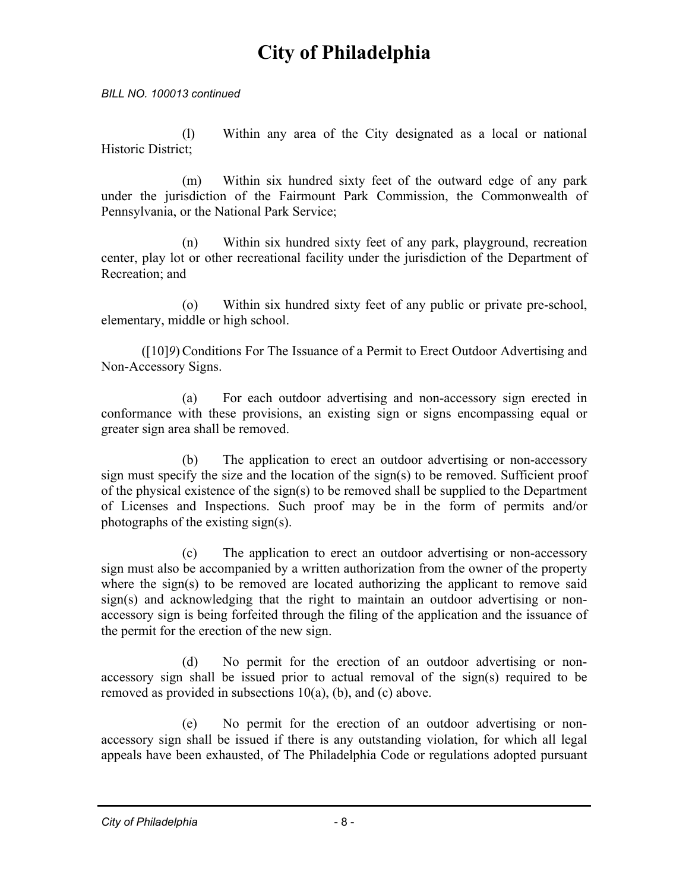*BILL NO. 100013 continued*

(l) Within any area of the City designated as a local or national Historic District;

(m) Within six hundred sixty feet of the outward edge of any park under the jurisdiction of the Fairmount Park Commission, the Commonwealth of Pennsylvania, or the National Park Service;

(n) Within six hundred sixty feet of any park, playground, recreation center, play lot or other recreational facility under the jurisdiction of the Department of Recreation; and

(o) Within six hundred sixty feet of any public or private pre-school, elementary, middle or high school.

([10]*9*) Conditions For The Issuance of a Permit to Erect Outdoor Advertising and Non-Accessory Signs.

(a) For each outdoor advertising and non-accessory sign erected in conformance with these provisions, an existing sign or signs encompassing equal or greater sign area shall be removed.

(b) The application to erect an outdoor advertising or non-accessory sign must specify the size and the location of the sign(s) to be removed. Sufficient proof of the physical existence of the sign(s) to be removed shall be supplied to the Department of Licenses and Inspections. Such proof may be in the form of permits and/or photographs of the existing sign(s).

(c) The application to erect an outdoor advertising or non-accessory sign must also be accompanied by a written authorization from the owner of the property where the sign(s) to be removed are located authorizing the applicant to remove said sign(s) and acknowledging that the right to maintain an outdoor advertising or non-accessory sign is being forfeited through the filing of the application and the issuance of the permit for the erection of the new sign.

(d) No permit for the erection of an outdoor advertising or non-accessory sign shall be issued prior to actual removal of the sign(s) required to be removed as provided in subsections 10(a), (b), and (c) above.

(e) No permit for the erection of an outdoor advertising or non-accessory sign shall be issued if there is any outstanding violation, for which all legal appeals have been exhausted, of The Philadelphia Code or regulations adopted pursuant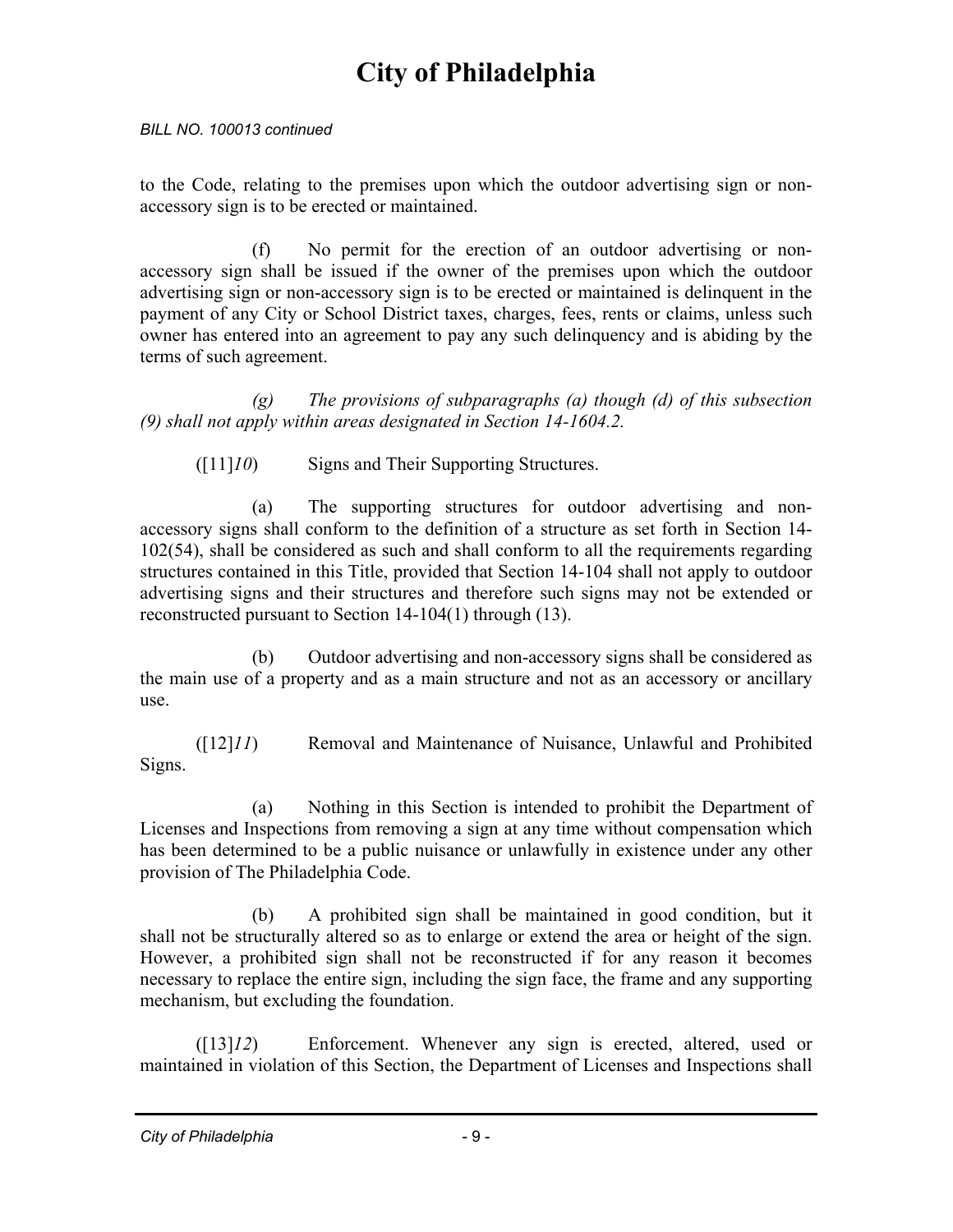to the Code, relating to the premises upon which the outdoor advertising sign or non-accessory sign is to be erected or maintained.

(f) No permit for the erection of an outdoor advertising or non-accessory sign shall be issued if the owner of the premises upon which the outdoor advertising sign or non-accessory sign is to be erected or maintained is delinquent in the payment of any City or School District taxes, charges, fees, rents or claims, unless such owner has entered into an agreement to pay any such delinquency and is abiding by the terms of such agreement.

*(g) The provisions of subparagraphs (a) though (d) of this subsection (9) shall not apply within areas designated in Section 14-1604.2.*

([11]*10*) Signs and Their Supporting Structures.

(a) The supporting structures for outdoor advertising and non-accessory signs shall conform to the definition of a structure as set forth in Section 14-102(54), shall be considered as such and shall conform to all the requirements regarding structures contained in this Title, provided that Section 14-104 shall not apply to outdoor advertising signs and their structures and therefore such signs may not be extended or reconstructed pursuant to Section 14-104(1) through (13).

(b) Outdoor advertising and non-accessory signs shall be considered as the main use of a property and as a main structure and not as an accessory or ancillary use.

([12]*11*) Removal and Maintenance of Nuisance, Unlawful and Prohibited Signs.

(a) Nothing in this Section is intended to prohibit the Department of Licenses and Inspections from removing a sign at any time without compensation which has been determined to be a public nuisance or unlawfully in existence under any other provision of The Philadelphia Code.

(b) A prohibited sign shall be maintained in good condition, but it shall not be structurally altered so as to enlarge or extend the area or height of the sign. However, a prohibited sign shall not be reconstructed if for any reason it becomes necessary to replace the entire sign, including the sign face, the frame and any supporting mechanism, but excluding the foundation.

([13]*12*) Enforcement. Whenever any sign is erected, altered, used or maintained in violation of this Section, the Department of Licenses and Inspections shall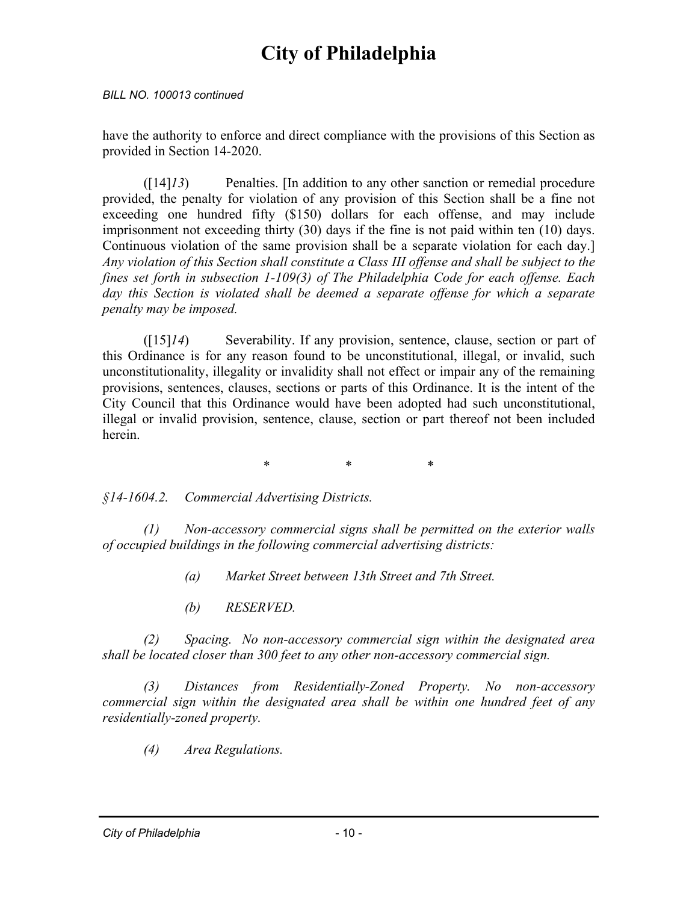BILL NO. 100013 continued

have the authority to enforce and direct compliance with the provisions of this Section as provided in Section 14-2020.

([14]*13*) Penalties. [In addition to any other sanction or remedial procedure provided, the penalty for violation of any provision of this Section shall be a fine not exceeding one hundred fifty ($150) dollars for each offense, and may include imprisonment not exceeding thirty (30) days if the fine is not paid within ten (10) days. Continuous violation of the same provision shall be a separate violation for each day.] *Any violation of this Section shall constitute a Class III offense and shall be subject to the fines set forth in subsection 1-109(3) of The Philadelphia Code for each offense. Each day this Section is violated shall be deemed a separate offense for which a separate penalty may be imposed.*

([15]*14*) Severability. If any provision, sentence, clause, section or part of this Ordinance is for any reason found to be unconstitutional, illegal, or invalid, such unconstitutionality, illegality or invalidity shall not effect or impair any of the remaining provisions, sentences, clauses, sections or parts of this Ordinance. It is the intent of the City Council that this Ordinance would have been adopted had such unconstitutional, illegal or invalid provision, sentence, clause, section or part thereof not been included herein.

\* \* \*

*§14-1604.2. Commercial Advertising Districts.*

*(1) Non-accessory commercial signs shall be permitted on the exterior walls of occupied buildings in the following commercial advertising districts:*

*(a) Market Street between 13th Street and 7th Street.*

*(b) RESERVED.*

*(2) Spacing. No non-accessory commercial sign within the designated area shall be located closer than 300 feet to any other non-accessory commercial sign.*

*(3) Distances from Residentially-Zoned Property. No non-accessory commercial sign within the designated area shall be within one hundred feet of any residentially-zoned property.*

*(4) Area Regulations.*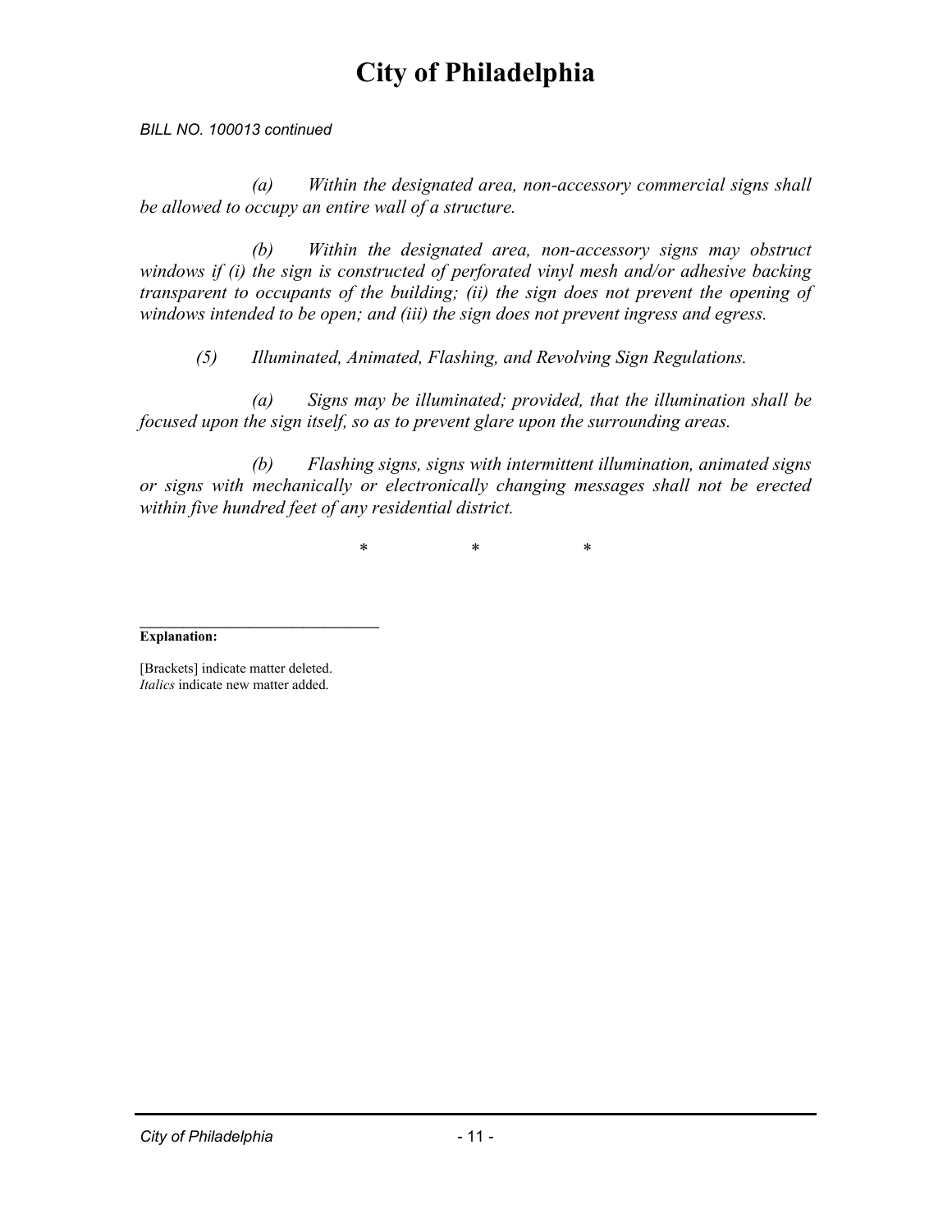BILL NO. 100013 continued

*(a) Within the designated area, non-accessory commercial signs shall be allowed to occupy an entire wall of a structure.*

*(b) Within the designated area, non-accessory signs may obstruct windows if (i) the sign is constructed of perforated vinyl mesh and/or adhesive backing transparent to occupants of the building; (ii) the sign does not prevent the opening of windows intended to be open; and (iii) the sign does not prevent ingress and egress.*

*(5) Illuminated, Animated, Flashing, and Revolving Sign Regulations.*

*(a) Signs may be illuminated; provided, that the illumination shall be focused upon the sign itself, so as to prevent glare upon the surrounding areas.*

*(b) Flashing signs, signs with intermittent illumination, animated signs or signs with mechanically or electronically changing messages shall not be erected within five hundred feet of any residential district.*

\* \* \*

---

**Explanation:**

[Brackets] indicate matter deleted.
*Italics* indicate new matter added.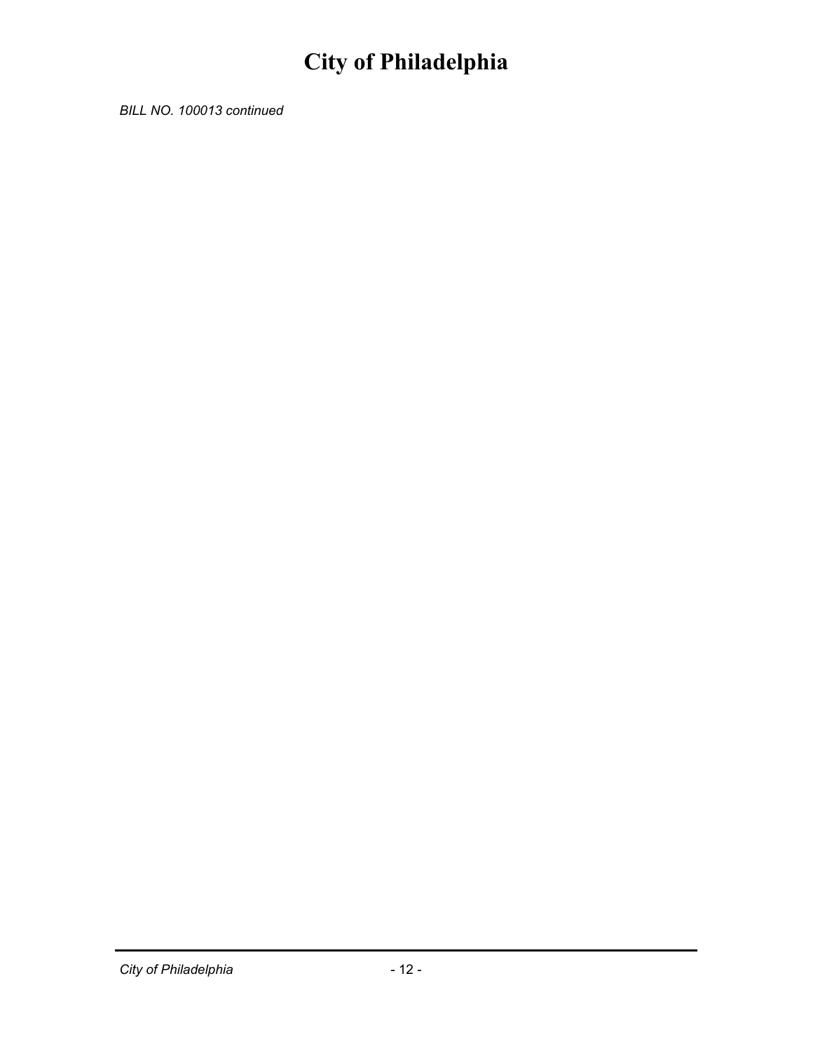*BILL NO. 100013 continued*